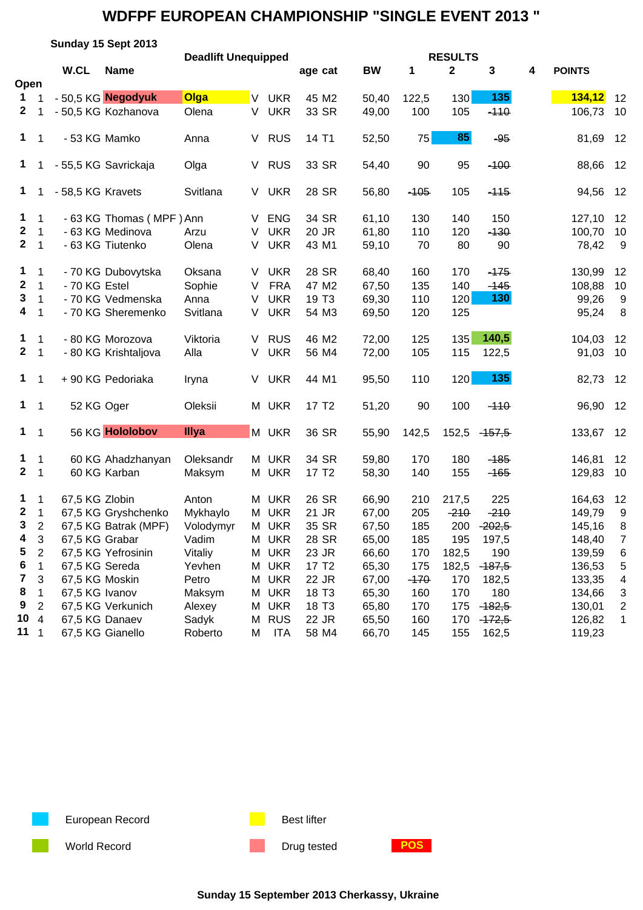# WDFPF EUROPEAN CHAMPIONSHIP "SINGLE EVENT 2013 "

**Sunday 15 Sept 2013**

**Deadlift Unequipped**

| | | W.CL | Name | | | | age | cat | BW | 1 | 2 | 3 | 4 | POINTS | |
|---|---|---|---|---|---|---|---|---|---|---|---|---|---|---|---|
| **Open** | | | | | | | | | | | | | | | |
| **1** | 1 | - 50,5 KG | **Negodyuk** | **Olga** | V | UKR | 45 | M2 | 50,40 | 122,5 | 130 | **135** | | **134,12** | 12 |
| **2** | 1 | - 50,5 KG | Kozhanova | Olena | V | UKR | 33 | SR | 49,00 | 100 | 105 | ~~110~~ | | 106,73 | 10 |
| **1** | 1 | - 53 KG | Mamko | Anna | V | RUS | 14 | T1 | 52,50 | 75 | **85** | ~~95~~ | | 81,69 | 12 |
| **1** | 1 | - 55,5 KG | Savrickaja | Olga | V | RUS | 33 | SR | 54,40 | 90 | 95 | ~~100~~ | | 88,66 | 12 |
| **1** | 1 | - 58,5 KG | Kravets | Svitlana | V | UKR | 28 | SR | 56,80 | ~~105~~ | 105 | ~~115~~ | | 94,56 | 12 |
| **1** | 1 | - 63 KG | Thomas ( MPF ) | Ann | V | ENG | 34 | SR | 61,10 | 130 | 140 | 150 | | 127,10 | 12 |
| **2** | 1 | - 63 KG | Medinova | Arzu | V | UKR | 20 | JR | 61,80 | 110 | 120 | ~~130~~ | | 100,70 | 10 |
| **2** | 1 | - 63 KG | Tiutenko | Olena | V | UKR | 43 | M1 | 59,10 | 70 | 80 | 90 | | 78,42 | 9 |
| **1** | 1 | - 70 KG | Dubovytska | Oksana | V | UKR | 28 | SR | 68,40 | 160 | 170 | ~~175~~ | | 130,99 | 12 |
| **2** | 1 | - 70 KG | Estel | Sophie | V | FRA | 47 | M2 | 67,50 | 135 | 140 | ~~145~~ | | 108,88 | 10 |
| **3** | 1 | - 70 KG | Vedmenska | Anna | V | UKR | 19 | T3 | 69,30 | 110 | 120 | **130** | | 99,26 | 9 |
| **4** | 1 | - 70 KG | Sheremenko | Svitlana | V | UKR | 54 | M3 | 69,50 | 120 | 125 | | | 95,24 | 8 |
| **1** | 1 | - 80 KG | Morozova | Viktoria | V | RUS | 46 | M2 | 72,00 | 125 | 135 | **140,5** | | 104,03 | 12 |
| **2** | 1 | - 80 KG | Krishtaljova | Alla | V | UKR | 56 | M4 | 72,00 | 105 | 115 | 122,5 | | 91,03 | 10 |
| **1** | 1 | + 90 KG | Pedoriaka | Iryna | V | UKR | 44 | M1 | 95,50 | 110 | 120 | **135** | | 82,73 | 12 |
| **1** | 1 | 52 KG | Oger | Oleksii | M | UKR | 17 | T2 | 51,20 | 90 | 100 | ~~110~~ | | 96,90 | 12 |
| **1** | 1 | 56 KG | **Hololobov** | **Illya** | M | UKR | 36 | SR | 55,90 | 142,5 | 152,5 | ~~157,5~~ | | 133,67 | 12 |
| **1** | 1 | 60 KG | Ahadzhanyan | Oleksandr | M | UKR | 34 | SR | 59,80 | 170 | 180 | ~~185~~ | | 146,81 | 12 |
| **2** | 1 | 60 KG | Karban | Maksym | M | UKR | 17 | T2 | 58,30 | 140 | 155 | ~~165~~ | | 129,83 | 10 |
| **1** | 1 | 67,5 KG | Zlobin | Anton | M | UKR | 26 | SR | 66,90 | 210 | 217,5 | 225 | | 164,63 | 12 |
| **2** | 1 | 67,5 KG | Gryshchenko | Mykhaylo | M | UKR | 21 | JR | 67,00 | 205 | ~~210~~ | ~~210~~ | | 149,79 | 9 |
| **3** | 2 | 67,5 KG | Batrak (MPF) | Volodymyr | M | UKR | 35 | SR | 67,50 | 185 | 200 | ~~202,5~~ | | 145,16 | 8 |
| **4** | 3 | 67,5 KG | Grabar | Vadim | M | UKR | 28 | SR | 65,00 | 185 | 195 | 197,5 | | 148,40 | 7 |
| **5** | 2 | 67,5 KG | Yefrosinin | Vitaliy | M | UKR | 23 | JR | 66,60 | 170 | 182,5 | 190 | | 139,59 | 6 |
| **6** | 1 | 67,5 KG | Sereda | Yevhen | M | UKR | 17 | T2 | 65,30 | 175 | 182,5 | ~~187,5~~ | | 136,53 | 5 |
| **7** | 3 | 67,5 KG | Moskin | Petro | M | UKR | 22 | JR | 67,00 | ~~170~~ | 170 | 182,5 | | 133,35 | 4 |
| **8** | 1 | 67,5 KG | Ivanov | Maksym | M | UKR | 18 | T3 | 65,30 | 160 | 170 | 180 | | 134,66 | 3 |
| **9** | 2 | 67,5 KG | Verkunich | Alexey | M | UKR | 18 | T3 | 65,80 | 170 | 175 | ~~182,5~~ | | 130,01 | 2 |
| **10** | 4 | 67,5 KG | Danaev | Sadyk | M | RUS | 22 | JR | 65,50 | 160 | 170 | ~~172,5~~ | | 126,82 | 1 |
| **11** | 1 | 67,5 KG | Gianello | Roberto | M | ITA | 58 | M4 | 66,70 | 145 | 155 | 162,5 | | 119,23 | |

European Record — World Record — Best lifter — Drug tested — **POS**

**Sunday 15 September 2013 Cherkassy, Ukraine**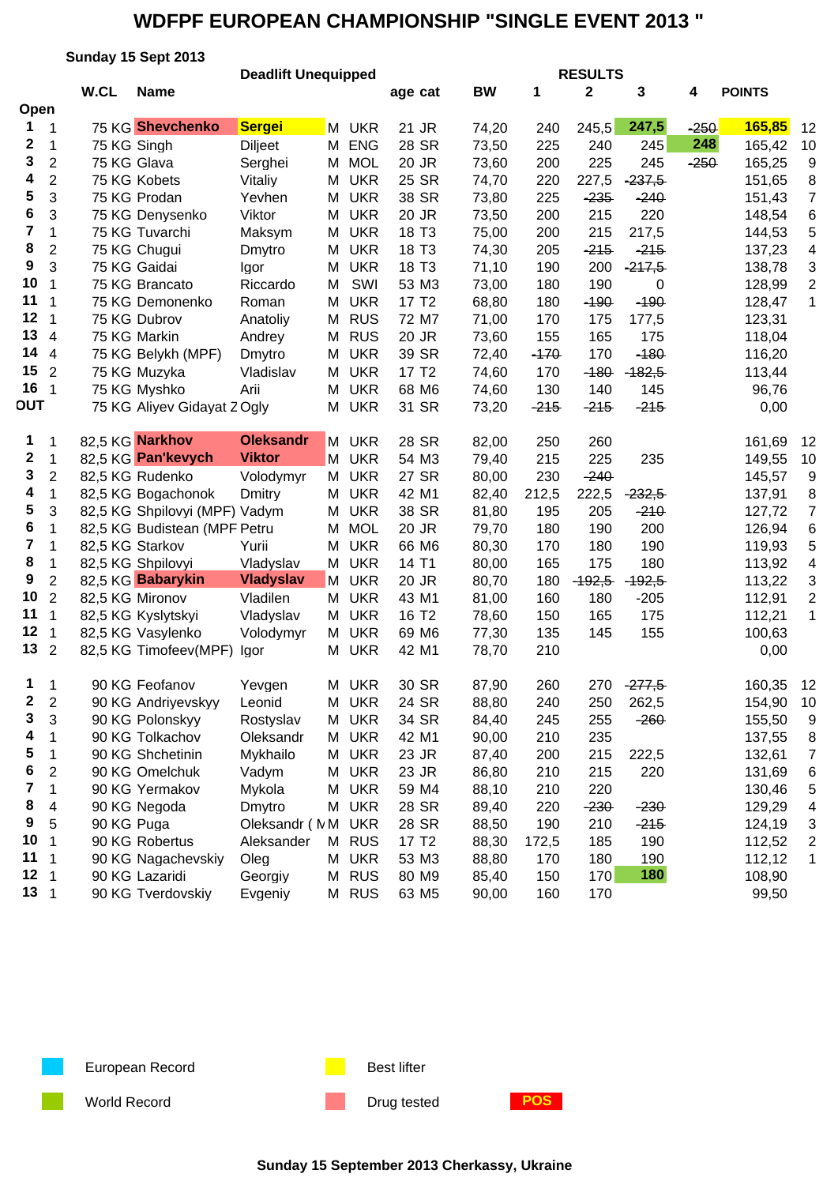# WDFPF EUROPEAN CHAMPIONSHIP "SINGLE EVENT 2013 "

**Sunday 15 Sept 2013**

**Deadlift Unequipped**

| | | W.CL | Name | | | | age | cat | BW | 1 | 2 | 3 | 4 | POINTS | |
|---|---|---|---|---|---|---|---|---|---|---|---|---|---|---|---|
| **Open** | | | | | | | | | | | | | | | |
| **1** | 1 | 75 KG | **Shevchenko** | **Sergei** | M | UKR | 21 | JR | 74,20 | 240 | 245,5 | **247,5** | ~~250~~ | **165,85** | 12 |
| **2** | 1 | 75 KG | Singh | Diljeet | M | ENG | 28 | SR | 73,50 | 225 | 240 | 245 | **248** | 165,42 | 10 |
| **3** | 2 | 75 KG | Glava | Serghei | M | MOL | 20 | JR | 73,60 | 200 | 225 | 245 | ~~250~~ | 165,25 | 9 |
| **4** | 2 | 75 KG | Kobets | Vitaliy | M | UKR | 25 | SR | 74,70 | 220 | 227,5 | ~~237,5~~ | | 151,65 | 8 |
| **5** | 3 | 75 KG | Prodan | Yevhen | M | UKR | 38 | SR | 73,80 | 225 | ~~235~~ | ~~240~~ | | 151,43 | 7 |
| **6** | 3 | 75 KG | Denysenko | Viktor | M | UKR | 20 | JR | 73,50 | 200 | 215 | 220 | | 148,54 | 6 |
| **7** | 1 | 75 KG | Tuvarchi | Maksym | M | UKR | 18 | T3 | 75,00 | 200 | 215 | 217,5 | | 144,53 | 5 |
| **8** | 2 | 75 KG | Chugui | Dmytro | M | UKR | 18 | T3 | 74,30 | 205 | ~~215~~ | ~~215~~ | | 137,23 | 4 |
| **9** | 3 | 75 KG | Gaidai | Igor | M | UKR | 18 | T3 | 71,10 | 190 | 200 | ~~217,5~~ | | 138,78 | 3 |
| **10** | 1 | 75 KG | Brancato | Riccardo | M | SWI | 53 | M3 | 73,00 | 180 | 190 | 0 | | 128,99 | 2 |
| **11** | 1 | 75 KG | Demonenko | Roman | M | UKR | 17 | T2 | 68,80 | 180 | ~~190~~ | ~~190~~ | | 128,47 | 1 |
| **12** | 1 | 75 KG | Dubrov | Anatoliy | M | RUS | 72 | M7 | 71,00 | 170 | 175 | 177,5 | | 123,31 | |
| **13** | 4 | 75 KG | Markin | Andrey | M | RUS | 20 | JR | 73,60 | 155 | 165 | 175 | | 118,04 | |
| **14** | 4 | 75 KG | Belykh (MPF) | Dmytro | M | UKR | 39 | SR | 72,40 | ~~170~~ | 170 | ~~180~~ | | 116,20 | |
| **15** | 2 | 75 KG | Muzyka | Vladislav | M | UKR | 17 | T2 | 74,60 | 170 | ~~180~~ | ~~182,5~~ | | 113,44 | |
| **16** | 1 | 75 KG | Myshko | Arii | M | UKR | 68 | M6 | 74,60 | 130 | 140 | 145 | | 96,76 | |
| **OUT** | | 75 KG | Aliyev Gidayat Z | Ogly | M | UKR | 31 | SR | 73,20 | ~~215~~ | ~~215~~ | ~~215~~ | | 0,00 | |
| | | | | | | | | | | | | | | | |
| **1** | 1 | 82,5 KG | **Narkhov** | **Oleksandr** | M | UKR | 28 | SR | 82,00 | 250 | 260 | | | 161,69 | 12 |
| **2** | 1 | 82,5 KG | **Pan'kevych** | **Viktor** | M | UKR | 54 | M3 | 79,40 | 215 | 225 | 235 | | 149,55 | 10 |
| **3** | 2 | 82,5 KG | Rudenko | Volodymyr | M | UKR | 27 | SR | 80,00 | 230 | ~~240~~ | | | 145,57 | 9 |
| **4** | 1 | 82,5 KG | Bogachonok | Dmitry | M | UKR | 42 | M1 | 82,40 | 212,5 | 222,5 | ~~232,5~~ | | 137,91 | 8 |
| **5** | 3 | 82,5 KG | Shpilovyi (MPF) | Vadym | M | UKR | 38 | SR | 81,80 | 195 | 205 | ~~210~~ | | 127,72 | 7 |
| **6** | 1 | 82,5 KG | Budistean (MPF | Petru | M | MOL | 20 | JR | 79,70 | 180 | 190 | 200 | | 126,94 | 6 |
| **7** | 1 | 82,5 KG | Starkov | Yurii | M | UKR | 66 | M6 | 80,30 | 170 | 180 | 190 | | 119,93 | 5 |
| **8** | 1 | 82,5 KG | Shpilovyi | Vladyslav | M | UKR | 14 | T1 | 80,00 | 165 | 175 | 180 | | 113,92 | 4 |
| **9** | 2 | 82,5 KG | **Babarykin** | **Vladyslav** | M | UKR | 20 | JR | 80,70 | 180 | ~~192,5~~ | ~~192,5~~ | | 113,22 | 3 |
| **10** | 2 | 82,5 KG | Mironov | Vladilen | M | UKR | 43 | M1 | 81,00 | 160 | 180 | -205 | | 112,91 | 2 |
| **11** | 1 | 82,5 KG | Kyslytskyi | Vladyslav | M | UKR | 16 | T2 | 78,60 | 150 | 165 | 175 | | 112,21 | 1 |
| **12** | 1 | 82,5 KG | Vasylenko | Volodymyr | M | UKR | 69 | M6 | 77,30 | 135 | 145 | 155 | | 100,63 | |
| **13** | 2 | 82,5 KG | Timofeev(MPF) | Igor | M | UKR | 42 | M1 | 78,70 | 210 | | | | 0,00 | |
| | | | | | | | | | | | | | | | |
| **1** | 1 | 90 KG | Feofanov | Yevgen | M | UKR | 30 | SR | 87,90 | 260 | 270 | ~~277,5~~ | | 160,35 | 12 |
| **2** | 2 | 90 KG | Andriyevskyy | Leonid | M | UKR | 24 | SR | 88,80 | 240 | 250 | 262,5 | | 154,90 | 10 |
| **3** | 3 | 90 KG | Polonskyy | Rostyslav | M | UKR | 34 | SR | 84,40 | 245 | 255 | ~~260~~ | | 155,50 | 9 |
| **4** | 1 | 90 KG | Tolkachov | Oleksandr | M | UKR | 42 | M1 | 90,00 | 210 | 235 | | | 137,55 | 8 |
| **5** | 1 | 90 KG | Shchetinin | Mykhailo | M | UKR | 23 | JR | 87,40 | 200 | 215 | 222,5 | | 132,61 | 7 |
| **6** | 2 | 90 KG | Omelchuk | Vadym | M | UKR | 23 | JR | 86,80 | 210 | 215 | 220 | | 131,69 | 6 |
| **7** | 1 | 90 KG | Yermakov | Mykola | M | UKR | 59 | M4 | 88,10 | 210 | 220 | | | 130,46 | 5 |
| **8** | 4 | 90 KG | Negoda | Dmytro | M | UKR | 28 | SR | 89,40 | 220 | ~~230~~ | ~~230~~ | | 129,29 | 4 |
| **9** | 5 | 90 KG | Puga | Oleksandr ( M | M | UKR | 28 | SR | 88,50 | 190 | 210 | ~~215~~ | | 124,19 | 3 |
| **10** | 1 | 90 KG | Robertus | Aleksander | M | RUS | 17 | T2 | 88,30 | 172,5 | 185 | 190 | | 112,52 | 2 |
| **11** | 1 | 90 KG | Nagachevskiy | Oleg | M | UKR | 53 | M3 | 88,80 | 170 | 180 | 190 | | 112,12 | 1 |
| **12** | 1 | 90 KG | Lazaridi | Georgiy | M | RUS | 80 | M9 | 85,40 | 150 | 170 | **180** | | 108,90 | |
| **13** | 1 | 90 KG | Tverdovskiy | Evgeniy | M | RUS | 63 | M5 | 90,00 | 160 | 170 | | | 99,50 | |

European Record — World Record — Best lifter — Drug tested — POS

**Sunday 15 September 2013 Cherkassy, Ukraine**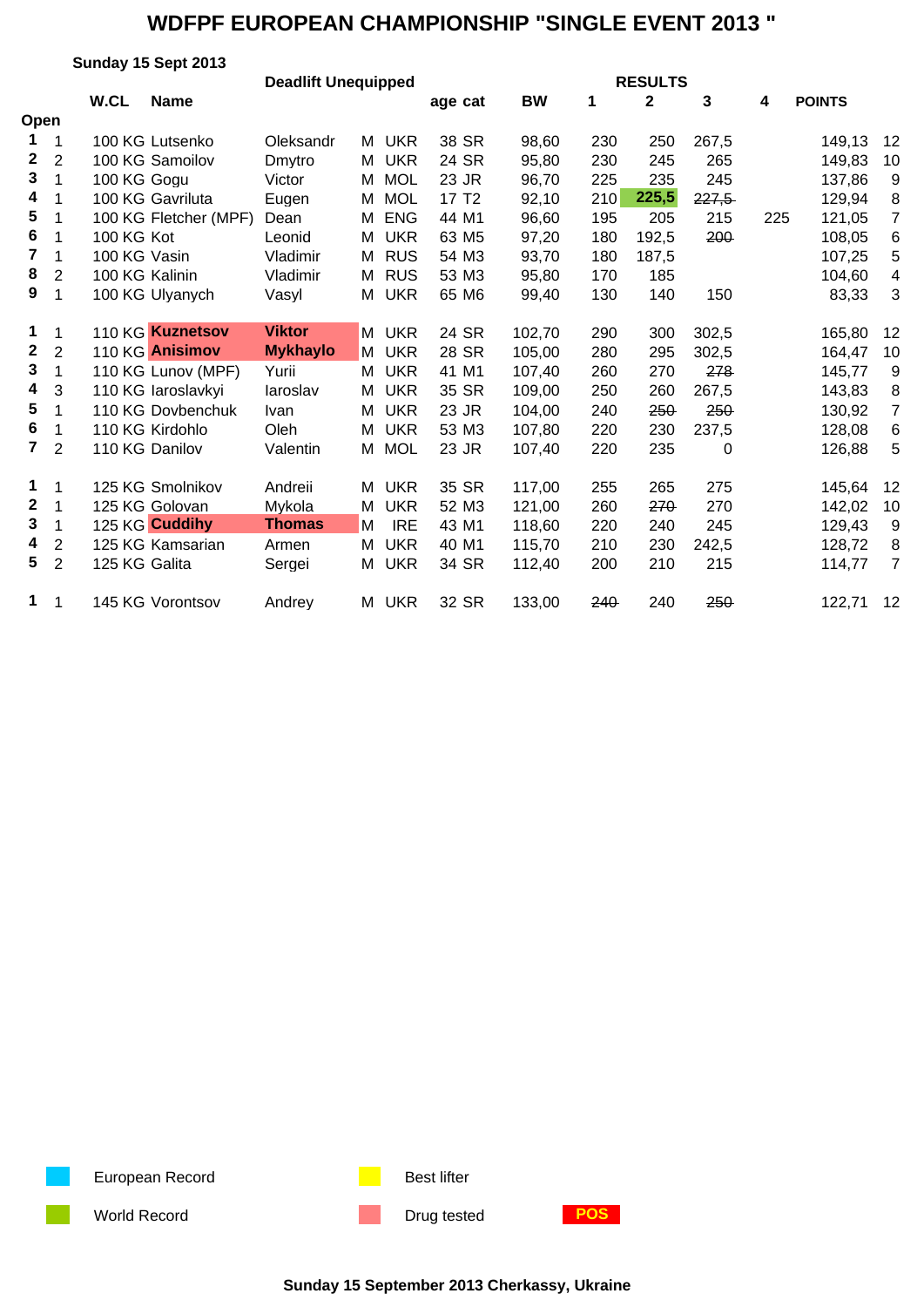# WDFPF EUROPEAN CHAMPIONSHIP "SINGLE EVENT 2013 "

**Sunday 15 Sept 2013**

**Deadlift Unequipped**

| | | W.CL | Name | | | | age | cat | BW | 1 | 2 | 3 | 4 | POINTS | |
|---|---|---|---|---|---|---|---|---|---|---|---|---|---|---|---|
| **Open** | | | | | | | | | | | | | | | |
| **1** | 1 | 100 KG | Lutsenko | Oleksandr | M | UKR | 38 | SR | 98,60 | 230 | 250 | 267,5 | | 149,13 | 12 |
| **2** | 2 | 100 KG | Samoilov | Dmytro | M | UKR | 24 | SR | 95,80 | 230 | 245 | 265 | | 149,83 | 10 |
| **3** | 1 | 100 KG | Gogu | Victor | M | MOL | 23 | JR | 96,70 | 225 | 235 | 245 | | 137,86 | 9 |
| **4** | 1 | 100 KG | Gavriluta | Eugen | M | MOL | 17 | T2 | 92,10 | 210 | **225,5** | ~~227,5~~ | | 129,94 | 8 |
| **5** | 1 | 100 KG | Fletcher (MPF) | Dean | M | ENG | 44 | M1 | 96,60 | 195 | 205 | 215 | 225 | 121,05 | 7 |
| **6** | 1 | 100 KG | Kot | Leonid | M | UKR | 63 | M5 | 97,20 | 180 | 192,5 | ~~200~~ | | 108,05 | 6 |
| **7** | 1 | 100 KG | Vasin | Vladimir | M | RUS | 54 | M3 | 93,70 | 180 | 187,5 | | | 107,25 | 5 |
| **8** | 2 | 100 KG | Kalinin | Vladimir | M | RUS | 53 | M3 | 95,80 | 170 | 185 | | | 104,60 | 4 |
| **9** | 1 | 100 KG | Ulyanych | Vasyl | M | UKR | 65 | M6 | 99,40 | 130 | 140 | 150 | | 83,33 | 3 |
| | | | | | | | | | | | | | | | |
| **1** | 1 | 110 KG | **Kuznetsov** | **Viktor** | M | UKR | 24 | SR | 102,70 | 290 | 300 | 302,5 | | 165,80 | 12 |
| **2** | 2 | 110 KG | **Anisimov** | **Mykhaylo** | M | UKR | 28 | SR | 105,00 | 280 | 295 | 302,5 | | 164,47 | 10 |
| **3** | 1 | 110 KG | Lunov (MPF) | Yurii | M | UKR | 41 | M1 | 107,40 | 260 | 270 | ~~278~~ | | 145,77 | 9 |
| **4** | 3 | 110 KG | Iaroslavkyi | Iaroslav | M | UKR | 35 | SR | 109,00 | 250 | 260 | 267,5 | | 143,83 | 8 |
| **5** | 1 | 110 KG | Dovbenchuk | Ivan | M | UKR | 23 | JR | 104,00 | 240 | ~~250~~ | ~~250~~ | | 130,92 | 7 |
| **6** | 1 | 110 KG | Kirdohlo | Oleh | M | UKR | 53 | M3 | 107,80 | 220 | 230 | 237,5 | | 128,08 | 6 |
| **7** | 2 | 110 KG | Danilov | Valentin | M | MOL | 23 | JR | 107,40 | 220 | 235 | 0 | | 126,88 | 5 |
| | | | | | | | | | | | | | | | |
| **1** | 1 | 125 KG | Smolnikov | Andreii | M | UKR | 35 | SR | 117,00 | 255 | 265 | 275 | | 145,64 | 12 |
| **2** | 1 | 125 KG | Golovan | Mykola | M | UKR | 52 | M3 | 121,00 | 260 | ~~270~~ | 270 | | 142,02 | 10 |
| **3** | 1 | 125 KG | **Cuddihy** | **Thomas** | M | IRE | 43 | M1 | 118,60 | 220 | 240 | 245 | | 129,43 | 9 |
| **4** | 2 | 125 KG | Kamsarian | Armen | M | UKR | 40 | M1 | 115,70 | 210 | 230 | 242,5 | | 128,72 | 8 |
| **5** | 2 | 125 KG | Galita | Sergei | M | UKR | 34 | SR | 112,40 | 200 | 210 | 215 | | 114,77 | 7 |
| | | | | | | | | | | | | | | | |
| **1** | 1 | 145 KG | Vorontsov | Andrey | M | UKR | 32 | SR | 133,00 | ~~240~~ | 240 | ~~250~~ | | 122,71 | 12 |

European Record

World Record

Best lifter

Drug tested

**POS**

**Sunday 15 September 2013 Cherkassy, Ukraine**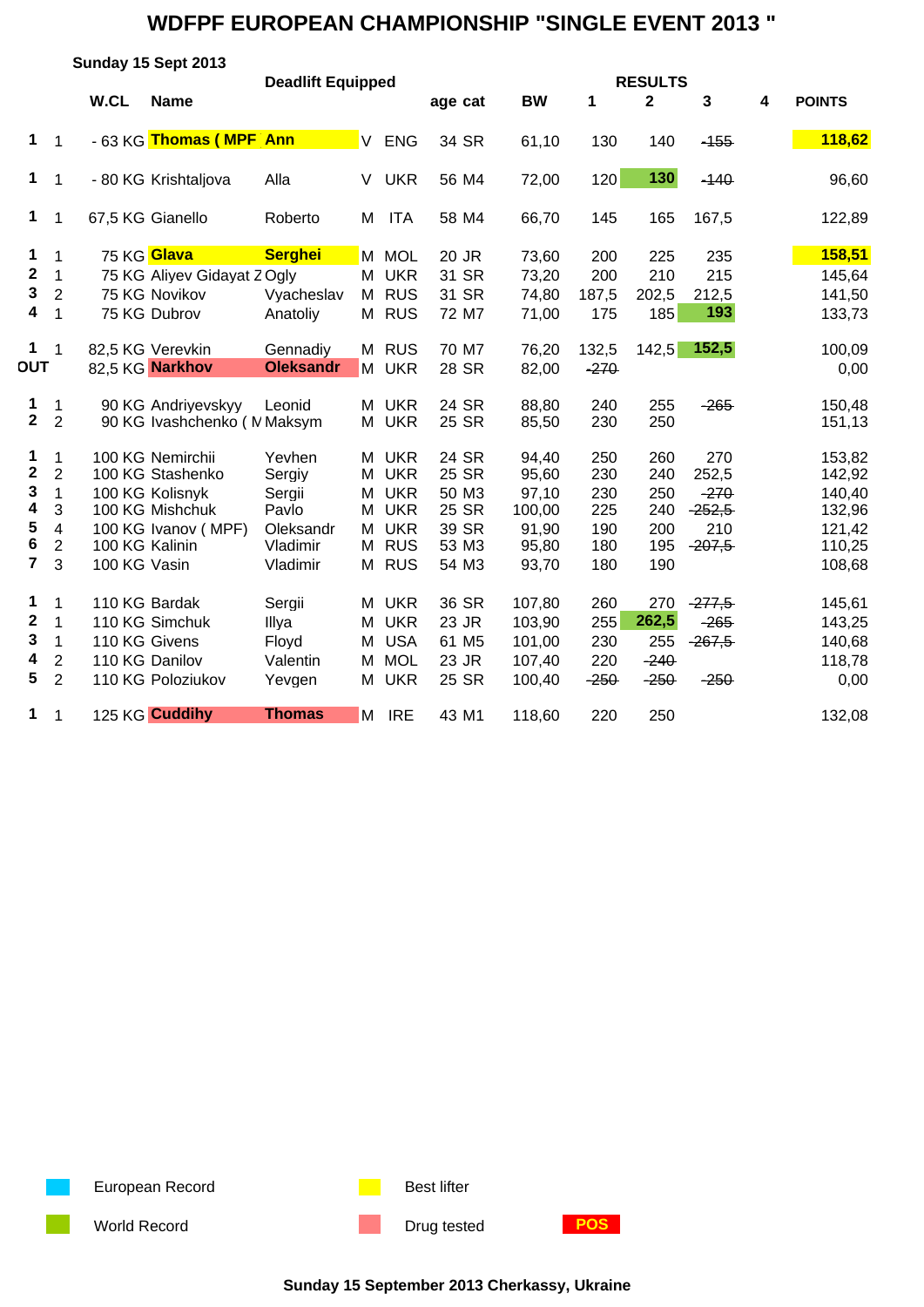# WDFPF EUROPEAN CHAMPIONSHIP "SINGLE EVENT 2013 "

**Sunday 15 Sept 2013**

**Deadlift Equipped**

| | | W.CL | Name | | | | age | cat | BW | 1 | 2 | 3 | 4 | POINTS |
|---|---|---|---|---|---|---|---|---|---|---|---|---|---|---|
| **1** | 1 | - 63 KG | **Thomas ( MPF** | **Ann** | V | ENG | 34 | SR | 61,10 | 130 | 140 | ~~155~~ | | **118,62** |
| **1** | 1 | - 80 KG | Krishtaljova | Alla | V | UKR | 56 | M4 | 72,00 | 120 | **130** | ~~140~~ | | 96,60 |
| **1** | 1 | 67,5 KG | Gianello | Roberto | M | ITA | 58 | M4 | 66,70 | 145 | 165 | 167,5 | | 122,89 |
| **1** | 1 | 75 KG | **Glava** | **Serghei** | M | MOL | 20 | JR | 73,60 | 200 | 225 | 235 | | **158,51** |
| **2** | 1 | 75 KG | Aliyev Gidayat Z | Ogly | M | UKR | 31 | SR | 73,20 | 200 | 210 | 215 | | 145,64 |
| **3** | 2 | 75 KG | Novikov | Vyacheslav | M | RUS | 31 | SR | 74,80 | 187,5 | 202,5 | 212,5 | | 141,50 |
| **4** | 1 | 75 KG | Dubrov | Anatoliy | M | RUS | 72 | M7 | 71,00 | 175 | 185 | **193** | | 133,73 |
| **1** | 1 | 82,5 KG | Verevkin | Gennadiy | M | RUS | 70 | M7 | 76,20 | 132,5 | 142,5 | **152,5** | | 100,09 |
| **OUT** | | 82,5 KG | **Narkhov** | **Oleksandr** | M | UKR | 28 | SR | 82,00 | ~~270~~ | | | | 0,00 |
| **1** | 1 | 90 KG | Andriyevskyy | Leonid | M | UKR | 24 | SR | 88,80 | 240 | 255 | ~~265~~ | | 150,48 |
| **2** | 2 | 90 KG | Ivashchenko ( M | Maksym | M | UKR | 25 | SR | 85,50 | 230 | 250 | | | 151,13 |
| **1** | 1 | 100 KG | Nemirchii | Yevhen | M | UKR | 24 | SR | 94,40 | 250 | 260 | 270 | | 153,82 |
| **2** | 2 | 100 KG | Stashenko | Sergiy | M | UKR | 25 | SR | 95,60 | 230 | 240 | 252,5 | | 142,92 |
| **3** | 1 | 100 KG | Kolisnyk | Sergii | M | UKR | 50 | M3 | 97,10 | 230 | 250 | ~~270~~ | | 140,40 |
| **4** | 3 | 100 KG | Mishchuk | Pavlo | M | UKR | 25 | SR | 100,00 | 225 | 240 | ~~252,5~~ | | 132,96 |
| **5** | 4 | 100 KG | Ivanov ( MPF) | Oleksandr | M | UKR | 39 | SR | 91,90 | 190 | 200 | 210 | | 121,42 |
| **6** | 2 | 100 KG | Kalinin | Vladimir | M | RUS | 53 | M3 | 95,80 | 180 | 195 | ~~207,5~~ | | 110,25 |
| **7** | 3 | 100 KG | Vasin | Vladimir | M | RUS | 54 | M3 | 93,70 | 180 | 190 | | | 108,68 |
| **1** | 1 | 110 KG | Bardak | Sergii | M | UKR | 36 | SR | 107,80 | 260 | 270 | ~~277,5~~ | | 145,61 |
| **2** | 1 | 110 KG | Simchuk | Illya | M | UKR | 23 | JR | 103,90 | 255 | **262,5** | ~~265~~ | | 143,25 |
| **3** | 1 | 110 KG | Givens | Floyd | M | USA | 61 | M5 | 101,00 | 230 | 255 | ~~267,5~~ | | 140,68 |
| **4** | 2 | 110 KG | Danilov | Valentin | M | MOL | 23 | JR | 107,40 | 220 | ~~240~~ | | | 118,78 |
| **5** | 2 | 110 KG | Poloziukov | Yevgen | M | UKR | 25 | SR | 100,40 | ~~250~~ | ~~250~~ | ~~250~~ | | 0,00 |
| **1** | 1 | 125 KG | **Cuddihy** | **Thomas** | M | IRE | 43 | M1 | 118,60 | 220 | 250 | | | 132,08 |

European Record

World Record

Best lifter

Drug tested

**POS**

**Sunday 15 September 2013 Cherkassy, Ukraine**